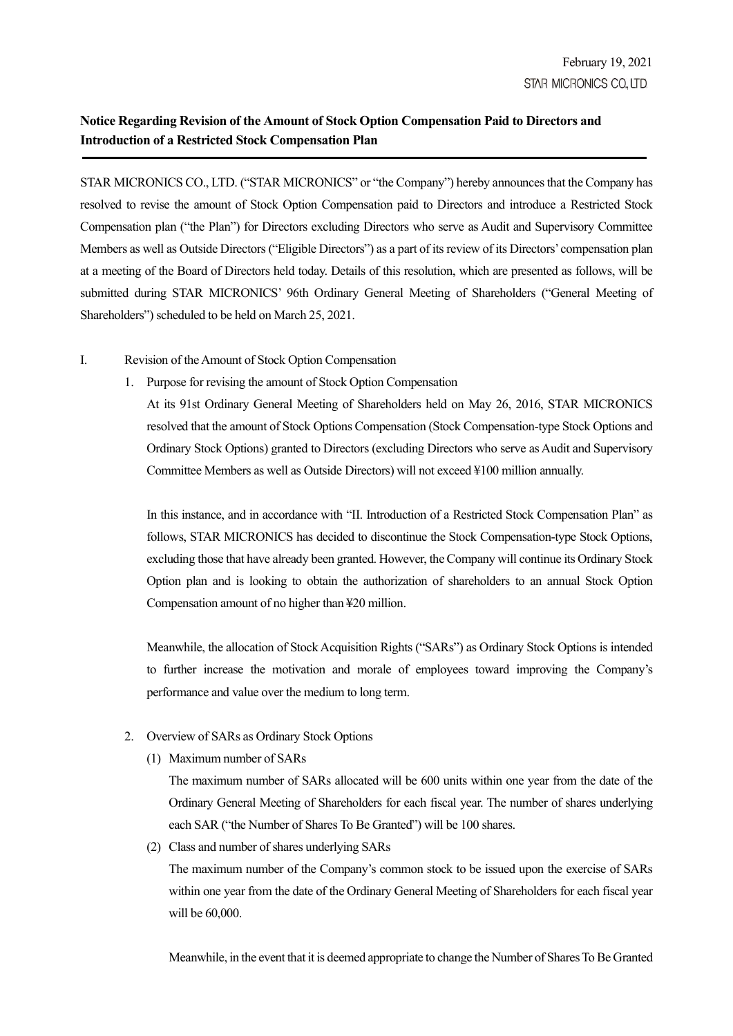February 19, 2021

STAR MICRONICS CO., LTD.

**Notice Regarding Revision of the Amount of Stock Option Compensation Paid to Directors and Introduction of a Restricted Stock Compensation Plan**

STAR MICRONICS CO., LTD. ("STAR MICRONICS" or "the Company") hereby announces that the Company has resolved to revise the amount of Stock Option Compensation paid to Directors and introduce a Restricted Stock Compensation plan ("the Plan") for Directors excluding Directors who serve as Audit and Supervisory Committee Members as well as Outside Directors ("Eligible Directors") as a part of its review of its Directors' compensation plan at a meeting of the Board of Directors held today. Details of this resolution, which are presented as follows, will be submitted during STAR MICRONICS' 96th Ordinary General Meeting of Shareholders ("General Meeting of Shareholders") scheduled to be held on March 25, 2021.

I. Revision of the Amount of Stock Option Compensation

1. Purpose for revising the amount of Stock Option Compensation

   At its 91st Ordinary General Meeting of Shareholders held on May 26, 2016, STAR MICRONICS resolved that the amount of Stock Options Compensation (Stock Compensation-type Stock Options and Ordinary Stock Options) granted to Directors (excluding Directors who serve as Audit and Supervisory Committee Members as well as Outside Directors) will not exceed ¥100 million annually.

   In this instance, and in accordance with "II. Introduction of a Restricted Stock Compensation Plan" as follows, STAR MICRONICS has decided to discontinue the Stock Compensation-type Stock Options, excluding those that have already been granted. However, the Company will continue its Ordinary Stock Option plan and is looking to obtain the authorization of shareholders to an annual Stock Option Compensation amount of no higher than ¥20 million.

   Meanwhile, the allocation of Stock Acquisition Rights ("SARs") as Ordinary Stock Options is intended to further increase the motivation and morale of employees toward improving the Company's performance and value over the medium to long term.

2. Overview of SARs as Ordinary Stock Options

   (1) Maximum number of SARs

   The maximum number of SARs allocated will be 600 units within one year from the date of the Ordinary General Meeting of Shareholders for each fiscal year. The number of shares underlying each SAR ("the Number of Shares To Be Granted") will be 100 shares.

   (2) Class and number of shares underlying SARs

   The maximum number of the Company's common stock to be issued upon the exercise of SARs within one year from the date of the Ordinary General Meeting of Shareholders for each fiscal year will be 60,000.

   Meanwhile, in the event that it is deemed appropriate to change the Number of Shares To Be Granted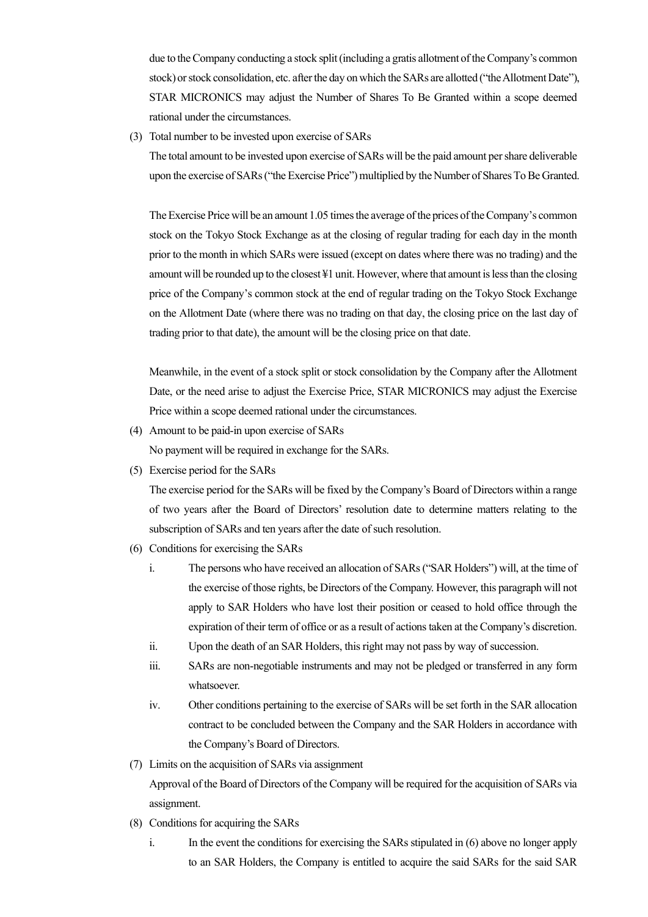due to the Company conducting a stock split (including a gratis allotment of the Company's common stock) or stock consolidation, etc. after the day on which the SARs are allotted ("the Allotment Date"), STAR MICRONICS may adjust the Number of Shares To Be Granted within a scope deemed rational under the circumstances.

(3) Total number to be invested upon exercise of SARs

The total amount to be invested upon exercise of SARs will be the paid amount per share deliverable upon the exercise of SARs ("the Exercise Price") multiplied by the Number of Shares To Be Granted.

The Exercise Price will be an amount 1.05 times the average of the prices of the Company's common stock on the Tokyo Stock Exchange as at the closing of regular trading for each day in the month prior to the month in which SARs were issued (except on dates where there was no trading) and the amount will be rounded up to the closest ¥1 unit. However, where that amount is less than the closing price of the Company's common stock at the end of regular trading on the Tokyo Stock Exchange on the Allotment Date (where there was no trading on that day, the closing price on the last day of trading prior to that date), the amount will be the closing price on that date.

Meanwhile, in the event of a stock split or stock consolidation by the Company after the Allotment Date, or the need arise to adjust the Exercise Price, STAR MICRONICS may adjust the Exercise Price within a scope deemed rational under the circumstances.

(4) Amount to be paid-in upon exercise of SARs

No payment will be required in exchange for the SARs.

(5) Exercise period for the SARs

The exercise period for the SARs will be fixed by the Company's Board of Directors within a range of two years after the Board of Directors' resolution date to determine matters relating to the subscription of SARs and ten years after the date of such resolution.

(6) Conditions for exercising the SARs

i. The persons who have received an allocation of SARs ("SAR Holders") will, at the time of the exercise of those rights, be Directors of the Company. However, this paragraph will not apply to SAR Holders who have lost their position or ceased to hold office through the expiration of their term of office or as a result of actions taken at the Company's discretion.

ii. Upon the death of an SAR Holders, this right may not pass by way of succession.

iii. SARs are non-negotiable instruments and may not be pledged or transferred in any form whatsoever.

iv. Other conditions pertaining to the exercise of SARs will be set forth in the SAR allocation contract to be concluded between the Company and the SAR Holders in accordance with the Company's Board of Directors.

(7) Limits on the acquisition of SARs via assignment

Approval of the Board of Directors of the Company will be required for the acquisition of SARs via assignment.

(8) Conditions for acquiring the SARs

i. In the event the conditions for exercising the SARs stipulated in (6) above no longer apply to an SAR Holders, the Company is entitled to acquire the said SARs for the said SAR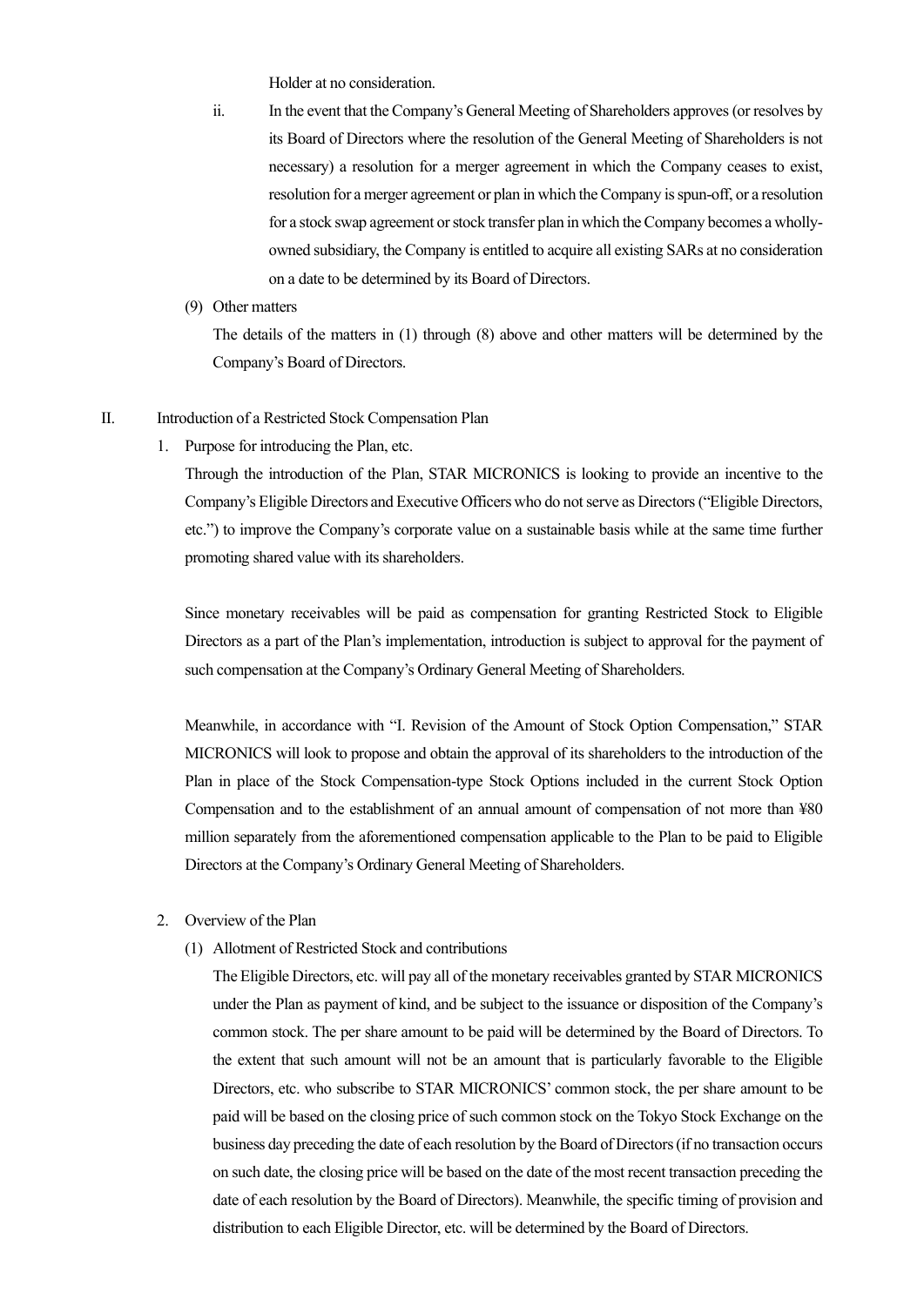Holder at no consideration.

ii. In the event that the Company's General Meeting of Shareholders approves (or resolves by its Board of Directors where the resolution of the General Meeting of Shareholders is not necessary) a resolution for a merger agreement in which the Company ceases to exist, resolution for a merger agreement or plan in which the Company is spun-off, or a resolution for a stock swap agreement or stock transfer plan in which the Company becomes a wholly-owned subsidiary, the Company is entitled to acquire all existing SARs at no consideration on a date to be determined by its Board of Directors.

(9) Other matters

The details of the matters in (1) through (8) above and other matters will be determined by the Company's Board of Directors.

## II. Introduction of a Restricted Stock Compensation Plan

1. Purpose for introducing the Plan, etc.

Through the introduction of the Plan, STAR MICRONICS is looking to provide an incentive to the Company's Eligible Directors and Executive Officers who do not serve as Directors ("Eligible Directors, etc.") to improve the Company's corporate value on a sustainable basis while at the same time further promoting shared value with its shareholders.

Since monetary receivables will be paid as compensation for granting Restricted Stock to Eligible Directors as a part of the Plan's implementation, introduction is subject to approval for the payment of such compensation at the Company's Ordinary General Meeting of Shareholders.

Meanwhile, in accordance with "I. Revision of the Amount of Stock Option Compensation," STAR MICRONICS will look to propose and obtain the approval of its shareholders to the introduction of the Plan in place of the Stock Compensation-type Stock Options included in the current Stock Option Compensation and to the establishment of an annual amount of compensation of not more than ¥80 million separately from the aforementioned compensation applicable to the Plan to be paid to Eligible Directors at the Company's Ordinary General Meeting of Shareholders.

2. Overview of the Plan

(1) Allotment of Restricted Stock and contributions

The Eligible Directors, etc. will pay all of the monetary receivables granted by STAR MICRONICS under the Plan as payment of kind, and be subject to the issuance or disposition of the Company's common stock. The per share amount to be paid will be determined by the Board of Directors. To the extent that such amount will not be an amount that is particularly favorable to the Eligible Directors, etc. who subscribe to STAR MICRONICS' common stock, the per share amount to be paid will be based on the closing price of such common stock on the Tokyo Stock Exchange on the business day preceding the date of each resolution by the Board of Directors (if no transaction occurs on such date, the closing price will be based on the date of the most recent transaction preceding the date of each resolution by the Board of Directors). Meanwhile, the specific timing of provision and distribution to each Eligible Director, etc. will be determined by the Board of Directors.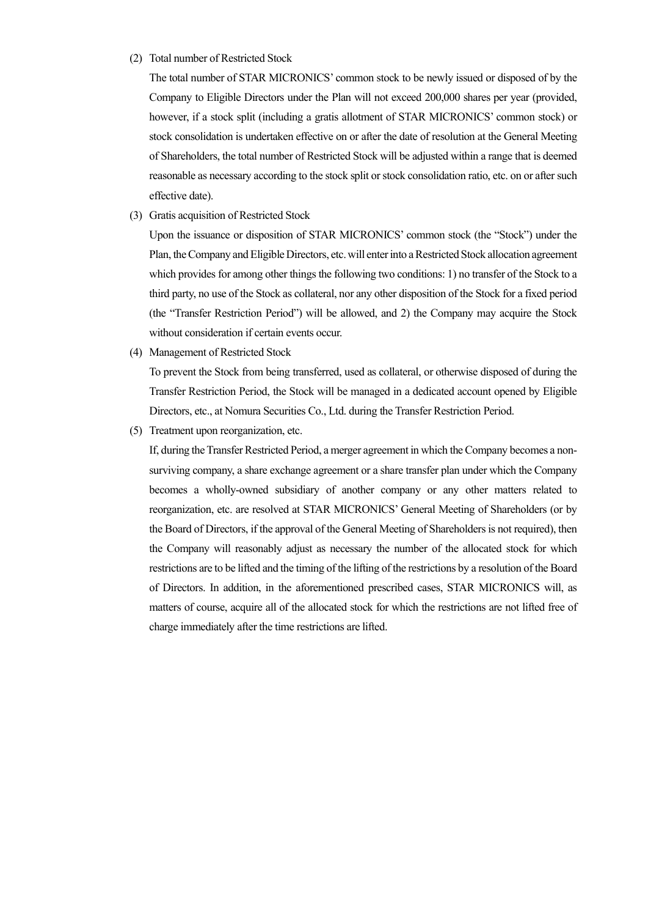(2) Total number of Restricted Stock

The total number of STAR MICRONICS' common stock to be newly issued or disposed of by the Company to Eligible Directors under the Plan will not exceed 200,000 shares per year (provided, however, if a stock split (including a gratis allotment of STAR MICRONICS' common stock) or stock consolidation is undertaken effective on or after the date of resolution at the General Meeting of Shareholders, the total number of Restricted Stock will be adjusted within a range that is deemed reasonable as necessary according to the stock split or stock consolidation ratio, etc. on or after such effective date).

(3) Gratis acquisition of Restricted Stock

Upon the issuance or disposition of STAR MICRONICS' common stock (the "Stock") under the Plan, the Company and Eligible Directors, etc. will enter into a Restricted Stock allocation agreement which provides for among other things the following two conditions: 1) no transfer of the Stock to a third party, no use of the Stock as collateral, nor any other disposition of the Stock for a fixed period (the "Transfer Restriction Period") will be allowed, and 2) the Company may acquire the Stock without consideration if certain events occur.

(4) Management of Restricted Stock

To prevent the Stock from being transferred, used as collateral, or otherwise disposed of during the Transfer Restriction Period, the Stock will be managed in a dedicated account opened by Eligible Directors, etc., at Nomura Securities Co., Ltd. during the Transfer Restriction Period.

(5) Treatment upon reorganization, etc.

If, during the Transfer Restricted Period, a merger agreement in which the Company becomes a non-surviving company, a share exchange agreement or a share transfer plan under which the Company becomes a wholly-owned subsidiary of another company or any other matters related to reorganization, etc. are resolved at STAR MICRONICS' General Meeting of Shareholders (or by the Board of Directors, if the approval of the General Meeting of Shareholders is not required), then the Company will reasonably adjust as necessary the number of the allocated stock for which restrictions are to be lifted and the timing of the lifting of the restrictions by a resolution of the Board of Directors. In addition, in the aforementioned prescribed cases, STAR MICRONICS will, as matters of course, acquire all of the allocated stock for which the restrictions are not lifted free of charge immediately after the time restrictions are lifted.